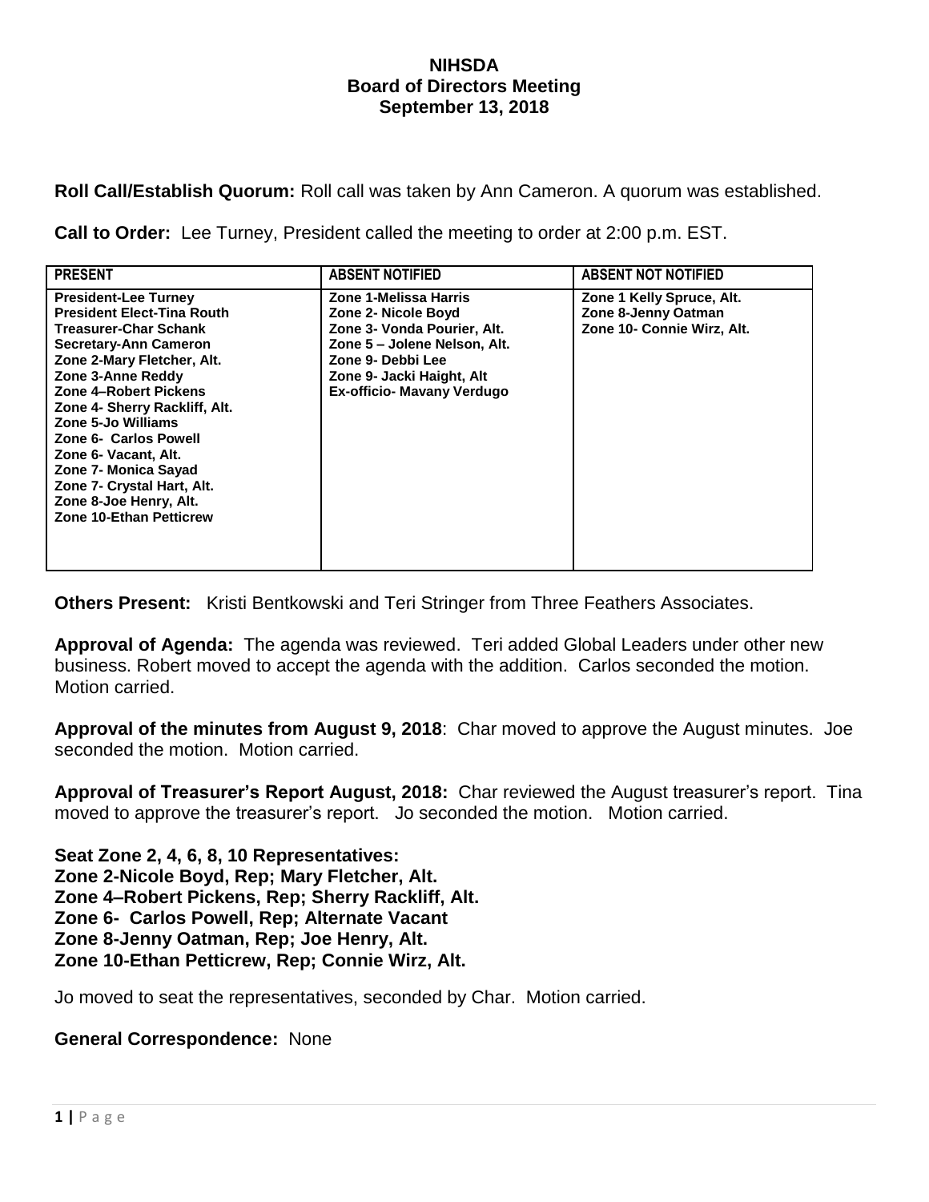# NIHSDA
## Board of Directors Meeting
### September 13, 2018

**Roll Call/Establish Quorum:** Roll call was taken by Ann Cameron. A quorum was established.

**Call to Order:** Lee Turney, President called the meeting to order at 2:00 p.m. EST.

| PRESENT | ABSENT NOTIFIED | ABSENT NOT NOTIFIED |
|---|---|---|
| **President-Lee Turney**<br>**President Elect-Tina Routh**<br>**Treasurer-Char Schank**<br>**Secretary-Ann Cameron**<br>**Zone 2-Mary Fletcher, Alt.**<br>**Zone 3-Anne Reddy**<br>**Zone 4–Robert Pickens**<br>**Zone 4- Sherry Rackliff, Alt.**<br>**Zone 5-Jo Williams**<br>**Zone 6- Carlos Powell**<br>**Zone 6- Vacant, Alt.**<br>**Zone 7- Monica Sayad**<br>**Zone 7- Crystal Hart, Alt.**<br>**Zone 8-Joe Henry, Alt.**<br>**Zone 10-Ethan Petticrew** | **Zone 1-Melissa Harris**<br>**Zone 2- Nicole Boyd**<br>**Zone 3- Vonda Pourier, Alt.**<br>**Zone 5 – Jolene Nelson, Alt.**<br>**Zone 9- Debbi Lee**<br>**Zone 9- Jacki Haight, Alt**<br>**Ex-officio- Mavany Verdugo** | **Zone 1 Kelly Spruce, Alt.**<br>**Zone 8-Jenny Oatman**<br>**Zone 10- Connie Wirz, Alt.** |

**Others Present:** Kristi Bentkowski and Teri Stringer from Three Feathers Associates.

**Approval of Agenda:** The agenda was reviewed. Teri added Global Leaders under other new business. Robert moved to accept the agenda with the addition. Carlos seconded the motion. Motion carried.

**Approval of the minutes from August 9, 2018**: Char moved to approve the August minutes. Joe seconded the motion. Motion carried.

**Approval of Treasurer's Report August, 2018:** Char reviewed the August treasurer's report. Tina moved to approve the treasurer's report. Jo seconded the motion. Motion carried.

**Seat Zone 2, 4, 6, 8, 10 Representatives:**
**Zone 2-Nicole Boyd, Rep; Mary Fletcher, Alt.**
**Zone 4–Robert Pickens, Rep; Sherry Rackliff, Alt.**
**Zone 6- Carlos Powell, Rep; Alternate Vacant**
**Zone 8-Jenny Oatman, Rep; Joe Henry, Alt.**
**Zone 10-Ethan Petticrew, Rep; Connie Wirz, Alt.**

Jo moved to seat the representatives, seconded by Char. Motion carried.

**General Correspondence:** None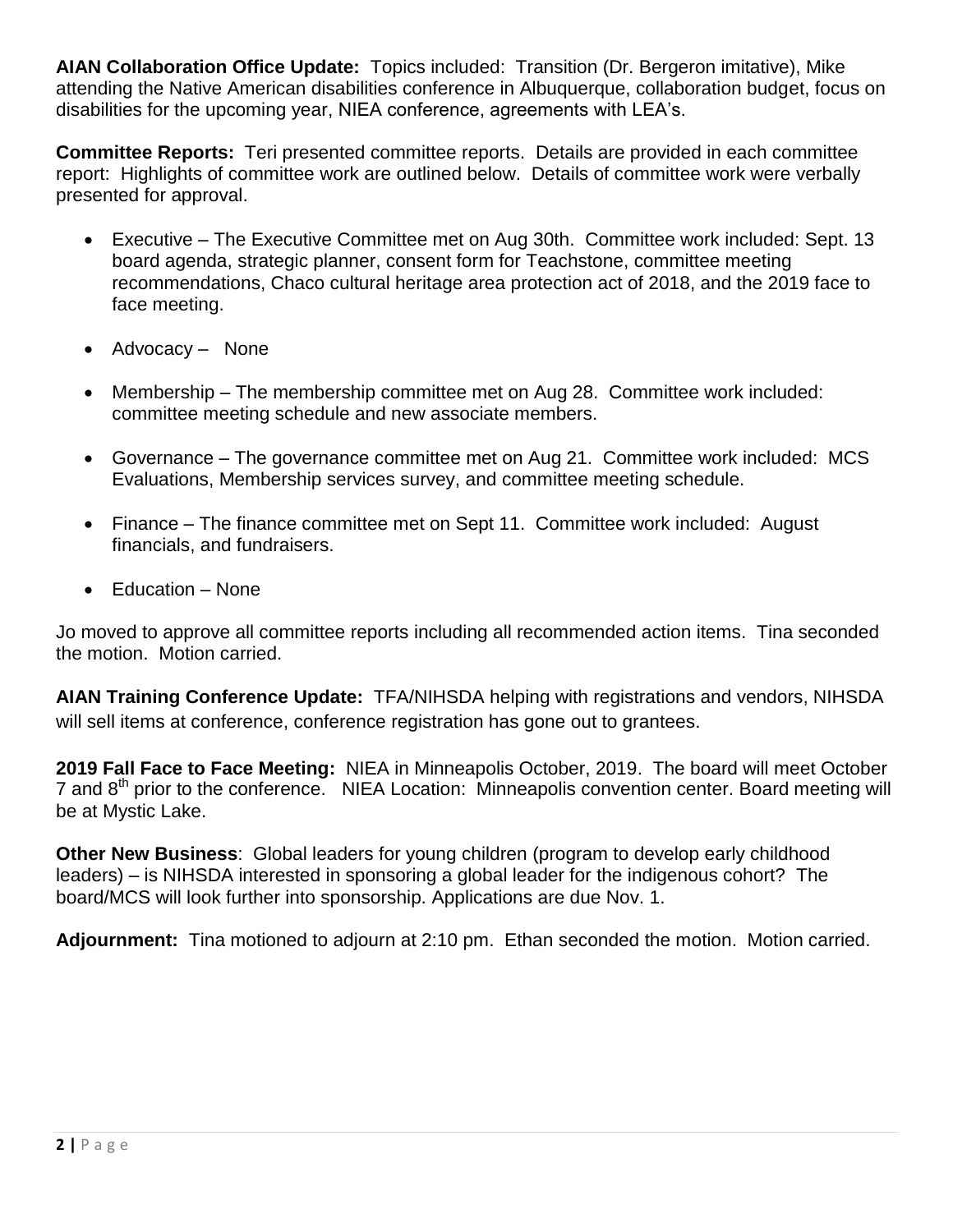**AIAN Collaboration Office Update:** Topics included: Transition (Dr. Bergeron imitative), Mike attending the Native American disabilities conference in Albuquerque, collaboration budget, focus on disabilities for the upcoming year, NIEA conference, agreements with LEA's.

**Committee Reports:** Teri presented committee reports. Details are provided in each committee report: Highlights of committee work are outlined below. Details of committee work were verbally presented for approval.

- Executive – The Executive Committee met on Aug 30th. Committee work included: Sept. 13 board agenda, strategic planner, consent form for Teachstone, committee meeting recommendations, Chaco cultural heritage area protection act of 2018, and the 2019 face to face meeting.
- Advocacy – None
- Membership – The membership committee met on Aug 28. Committee work included: committee meeting schedule and new associate members.
- Governance – The governance committee met on Aug 21. Committee work included: MCS Evaluations, Membership services survey, and committee meeting schedule.
- Finance – The finance committee met on Sept 11. Committee work included: August financials, and fundraisers.
- Education – None

Jo moved to approve all committee reports including all recommended action items. Tina seconded the motion. Motion carried.

**AIAN Training Conference Update:** TFA/NIHSDA helping with registrations and vendors, NIHSDA will sell items at conference, conference registration has gone out to grantees.

**2019 Fall Face to Face Meeting:** NIEA in Minneapolis October, 2019. The board will meet October 7 and 8th prior to the conference. NIEA Location: Minneapolis convention center. Board meeting will be at Mystic Lake.

**Other New Business**: Global leaders for young children (program to develop early childhood leaders) – is NIHSDA interested in sponsoring a global leader for the indigenous cohort? The board/MCS will look further into sponsorship. Applications are due Nov. 1.

**Adjournment:** Tina motioned to adjourn at 2:10 pm. Ethan seconded the motion. Motion carried.